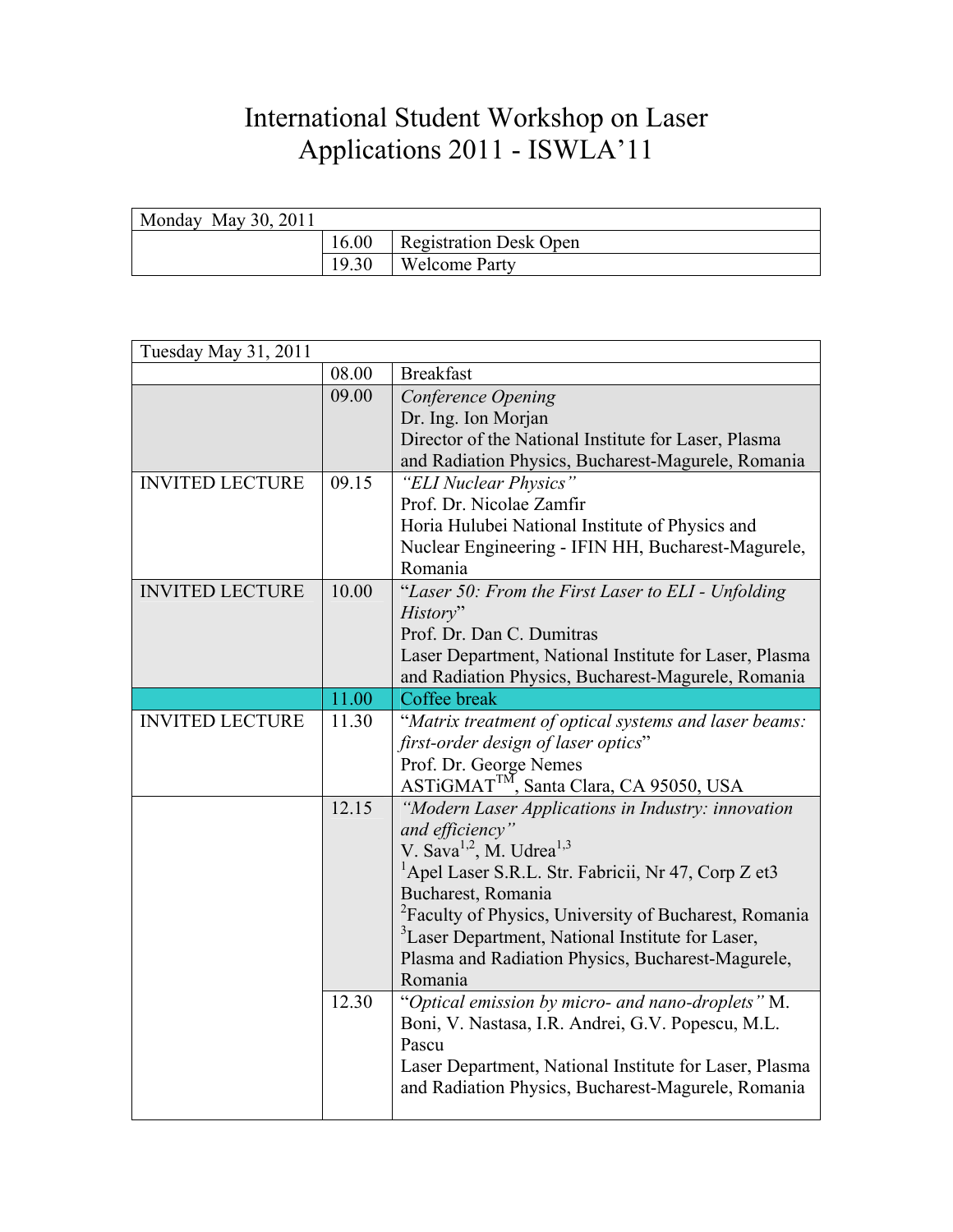# International Student Workshop on Laser Applications 2011 - ISWLA'11

| Monday May 30, 2011 | | |
|---|---|---|
| | 16.00 | Registration Desk Open |
| | 19.30 | Welcome Party |

| Tuesday May 31, 2011 | | |
|---|---|---|
| | 08.00 | Breakfast |
| | 09.00 | *Conference Opening* Dr. Ing. Ion Morjan Director of the National Institute for Laser, Plasma and Radiation Physics, Bucharest-Magurele, Romania |
| INVITED LECTURE | 09.15 | *"ELI Nuclear Physics"* Prof. Dr. Nicolae Zamfir Horia Hulubei National Institute of Physics and Nuclear Engineering - IFIN HH, Bucharest-Magurele, Romania |
| INVITED LECTURE | 10.00 | "*Laser 50: From the First Laser to ELI - Unfolding History*" Prof. Dr. Dan C. Dumitras Laser Department, National Institute for Laser, Plasma and Radiation Physics, Bucharest-Magurele, Romania |
| | 11.00 | Coffee break |
| INVITED LECTURE | 11.30 | "*Matrix treatment of optical systems and laser beams: first-order design of laser optics*" Prof. Dr. George Nemes ASTiGMAT™, Santa Clara, CA 95050, USA |
| | 12.15 | *"Modern Laser Applications in Industry: innovation and efficiency"* V. Sava[1,2], M. Udrea[1,3] [1]Apel Laser S.R.L. Str. Fabricii, Nr 47, Corp Z et3 Bucharest, Romania [2]Faculty of Physics, University of Bucharest, Romania [3]Laser Department, National Institute for Laser, Plasma and Radiation Physics, Bucharest-Magurele, Romania |
| | 12.30 | "*Optical emission by micro- and nano-droplets"* M. Boni, V. Nastasa, I.R. Andrei, G.V. Popescu, M.L. Pascu Laser Department, National Institute for Laser, Plasma and Radiation Physics, Bucharest-Magurele, Romania |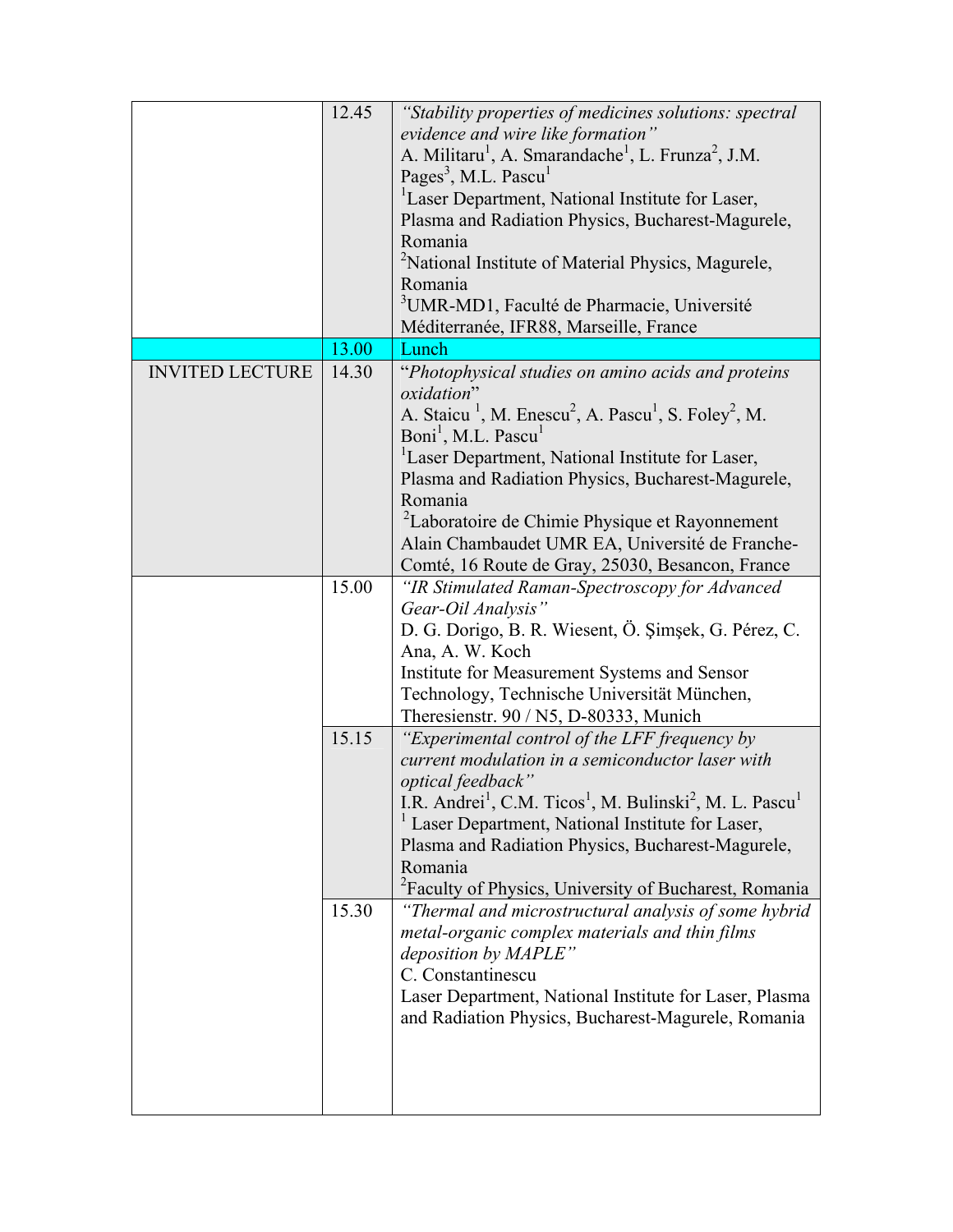| | | |
|---|---|---|
| | 12.45 | *"Stability properties of medicines solutions: spectral evidence and wire like formation"*<br>A. Militaru[1], A. Smarandache[1], L. Frunza[2], J.M. Pages[3], M.L. Pascu[1]<br>[1]Laser Department, National Institute for Laser, Plasma and Radiation Physics, Bucharest-Magurele, Romania<br>[2]National Institute of Material Physics, Magurele, Romania<br>[3]UMR-MD1, Faculté de Pharmacie, Université Méditerranée, IFR88, Marseille, France |
| | 13.00 | Lunch |
| INVITED LECTURE | 14.30 | "*Photophysical studies on amino acids and proteins oxidation*"<br>A. Staicu [1], M. Enescu[2], A. Pascu[1], S. Foley[2], M. Boni[1], M.L. Pascu[1]<br>[1]Laser Department, National Institute for Laser, Plasma and Radiation Physics, Bucharest-Magurele, Romania<br>[2]Laboratoire de Chimie Physique et Rayonnement Alain Chambaudet UMR EA, Université de Franche-Comté, 16 Route de Gray, 25030, Besancon, France |
| | 15.00 | *"IR Stimulated Raman-Spectroscopy for Advanced Gear-Oil Analysis"*<br>D. G. Dorigo, B. R. Wiesent, Ö. Şimşek, G. Pérez, C. Ana, A. W. Koch<br>Institute for Measurement Systems and Sensor Technology, Technische Universität München, Theresienstr. 90 / N5, D-80333, Munich |
| | 15.15 | *"Experimental control of the LFF frequency by current modulation in a semiconductor laser with optical feedback"*<br>I.R. Andrei[1], C.M. Ticos[1], M. Bulinski[2], M. L. Pascu[1]<br>[1] Laser Department, National Institute for Laser, Plasma and Radiation Physics, Bucharest-Magurele, Romania<br>[2]Faculty of Physics, University of Bucharest, Romania |
| | 15.30 | *"Thermal and microstructural analysis of some hybrid metal-organic complex materials and thin films deposition by MAPLE"*<br>C. Constantinescu<br>Laser Department, National Institute for Laser, Plasma and Radiation Physics, Bucharest-Magurele, Romania |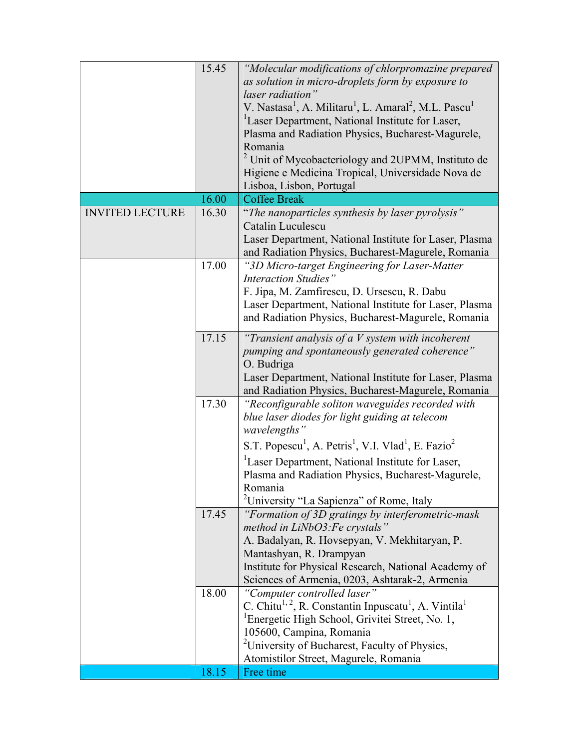|  |  |  |
|---|---|---|
|  | 15.45 | *"Molecular modifications of chlorpromazine prepared as solution in micro-droplets form by exposure to laser radiation"*<br>V. Nastasa[1], A. Militaru[1], L. Amaral[2], M.L. Pascu[1]<br>[1]Laser Department, National Institute for Laser, Plasma and Radiation Physics, Bucharest-Magurele, Romania<br>[2] Unit of Mycobacteriology and 2UPMM, Instituto de Higiene e Medicina Tropical, Universidade Nova de Lisboa, Lisbon, Portugal |
|  | 16.00 | Coffee Break |
| INVITED LECTURE | 16.30 | "*The nanoparticles synthesis by laser pyrolysis"*<br>Catalin Luculescu<br>Laser Department, National Institute for Laser, Plasma and Radiation Physics, Bucharest-Magurele, Romania |
|  | 17.00 | *"3D Micro-target Engineering for Laser-Matter Interaction Studies"*<br>F. Jipa, M. Zamfirescu, D. Ursescu, R. Dabu<br>Laser Department, National Institute for Laser, Plasma and Radiation Physics, Bucharest-Magurele, Romania |
|  | 17.15 | *"Transient analysis of a V system with incoherent pumping and spontaneously generated coherence"*<br>O. Budriga<br>Laser Department, National Institute for Laser, Plasma and Radiation Physics, Bucharest-Magurele, Romania |
|  | 17.30 | *"Reconfigurable soliton waveguides recorded with blue laser diodes for light guiding at telecom wavelengths"*<br>S.T. Popescu[1], A. Petris[1], V.I. Vlad[1], E. Fazio[2]<br>[1]Laser Department, National Institute for Laser, Plasma and Radiation Physics, Bucharest-Magurele, Romania<br>[2]University "La Sapienza" of Rome, Italy |
|  | 17.45 | *"Formation of 3D gratings by interferometric-mask method in LiNbO3:Fe crystals"*<br>A. Badalyan, R. Hovsepyan, V. Mekhitaryan, P. Mantashyan, R. Drampyan<br>Institute for Physical Research, National Academy of Sciences of Armenia, 0203, Ashtarak-2, Armenia |
|  | 18.00 | *"Computer controlled laser"*<br>C. Chitu[1, 2], R. Constantin Inpuscatu[1], A. Vintila[1]<br>[1]Energetic High School, Grivitei Street, No. 1, 105600, Campina, Romania<br>[2]University of Bucharest, Faculty of Physics, Atomistilor Street, Magurele, Romania |
|  | 18.15 | Free time |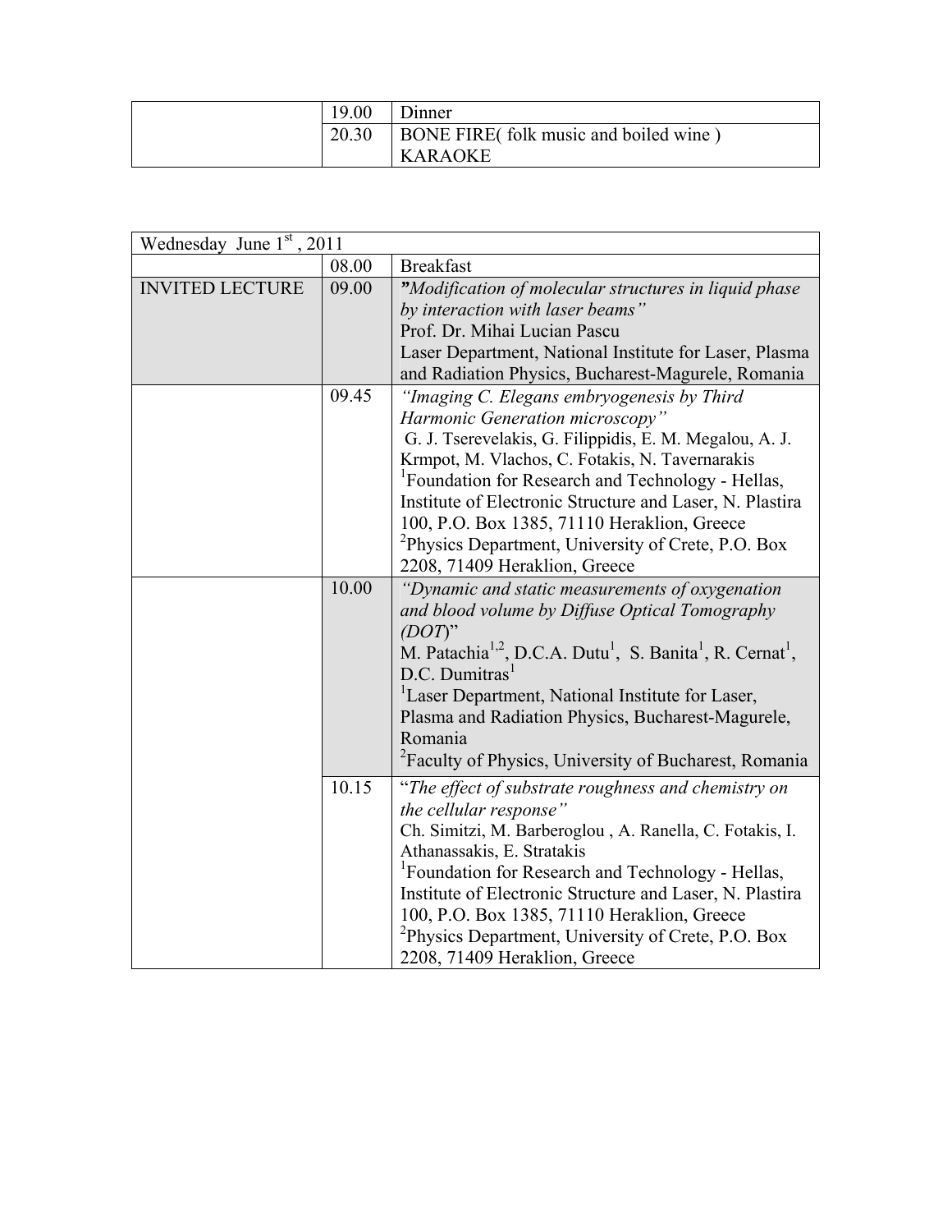| | | |
|---|---|---|
| | 19.00 | Dinner |
| | 20.30 | BONE FIRE( folk music and boiled wine ) KARAOKE |

| Wednesday June 1st , 2011 | | |
|---|---|---|
| | 08.00 | Breakfast |
| INVITED LECTURE | 09.00 | *"Modification of molecular structures in liquid phase by interaction with laser beams"* Prof. Dr. Mihai Lucian Pascu Laser Department, National Institute for Laser, Plasma and Radiation Physics, Bucharest-Magurele, Romania |
| | 09.45 | *"Imaging C. Elegans embryogenesis by Third Harmonic Generation microscopy"* G. J. Tserevelakis, G. Filippidis, E. M. Megalou, A. J. Krmpot, M. Vlachos, C. Fotakis, N. Tavernarakis [1]Foundation for Research and Technology - Hellas, Institute of Electronic Structure and Laser, N. Plastira 100, P.O. Box 1385, 71110 Heraklion, Greece [2]Physics Department, University of Crete, P.O. Box 2208, 71409 Heraklion, Greece |
| | 10.00 | *"Dynamic and static measurements of oxygenation and blood volume by Diffuse Optical Tomography (DOT)"* M. Patachia[1,2], D.C.A. Dutu[1], S. Banita[1], R. Cernat[1], D.C. Dumitras[1] [1]Laser Department, National Institute for Laser, Plasma and Radiation Physics, Bucharest-Magurele, Romania [2]Faculty of Physics, University of Bucharest, Romania |
| | 10.15 | "*The effect of substrate roughness and chemistry on the cellular response"* Ch. Simitzi, M. Barberoglou , A. Ranella, C. Fotakis, I. Athanassakis, E. Stratakis [1]Foundation for Research and Technology - Hellas, Institute of Electronic Structure and Laser, N. Plastira 100, P.O. Box 1385, 71110 Heraklion, Greece [2]Physics Department, University of Crete, P.O. Box 2208, 71409 Heraklion, Greece |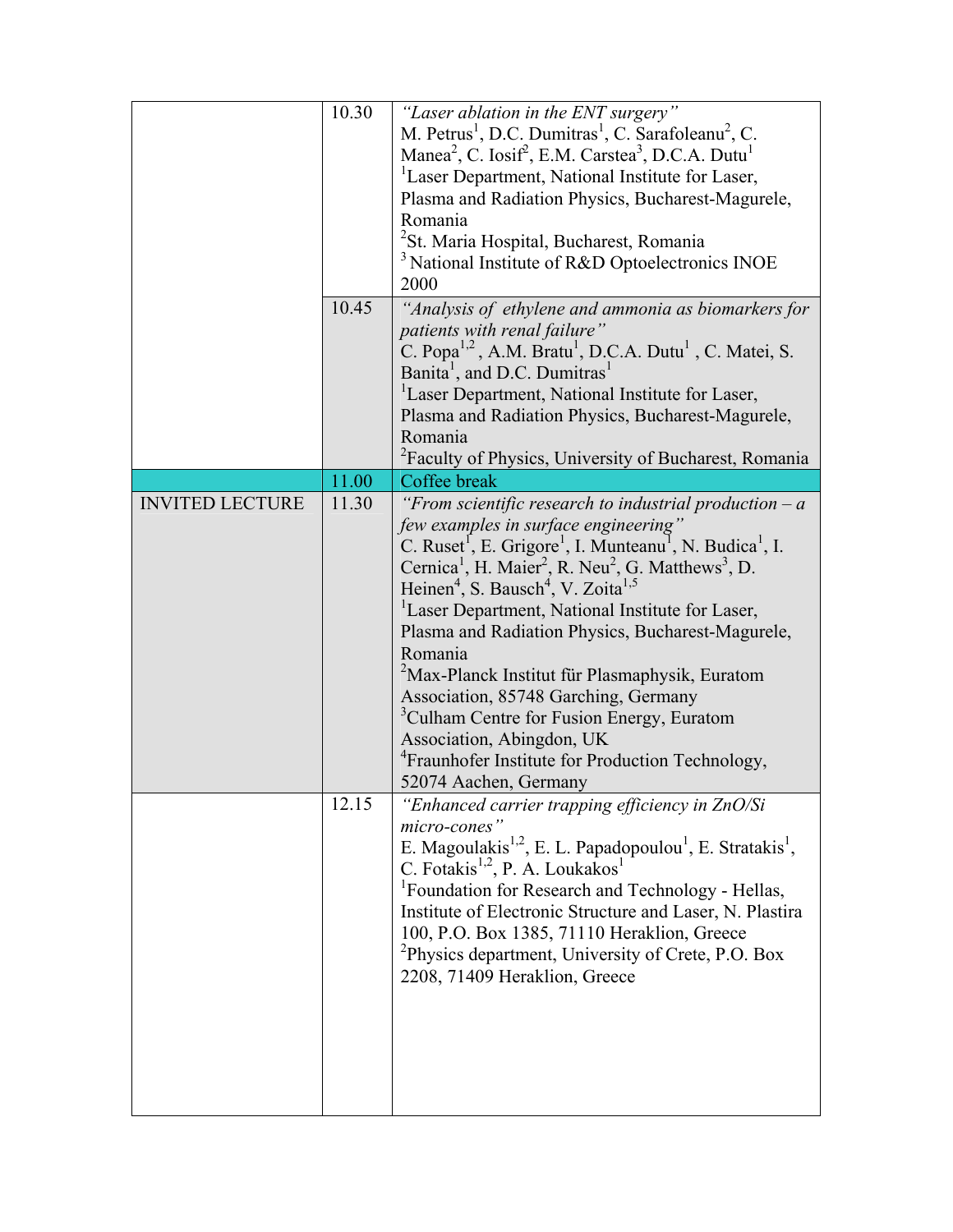| | | |
|---|---|---|
| | 10.30 | *"Laser ablation in the ENT surgery"*<br>M. Petrus[1], D.C. Dumitras[1], C. Sarafoleanu[2], C. Manea[2], C. Iosif[2], E.M. Carstea[3], D.C.A. Dutu[1]<br>[1]Laser Department, National Institute for Laser, Plasma and Radiation Physics, Bucharest-Magurele, Romania<br>[2]St. Maria Hospital, Bucharest, Romania<br>[3] National Institute of R&D Optoelectronics INOE 2000 |
| | 10.45 | *"Analysis of ethylene and ammonia as biomarkers for patients with renal failure"*<br>C. Popa[1,2] , A.M. Bratu[1], D.C.A. Dutu[1] , C. Matei, S. Banita[1], and D.C. Dumitras[1]<br>[1]Laser Department, National Institute for Laser, Plasma and Radiation Physics, Bucharest-Magurele, Romania<br>[2]Faculty of Physics, University of Bucharest, Romania |
| | 11.00 | Coffee break |
| INVITED LECTURE | 11.30 | *"From scientific research to industrial production – a few examples in surface engineering"*<br>C. Ruset[1], E. Grigore[1], I. Munteanu[1], N. Budica[1], I. Cernica[1], H. Maier[2], R. Neu[2], G. Matthews[3], D. Heinen[4], S. Bausch[4], V. Zoita[1,5]<br>[1]Laser Department, National Institute for Laser, Plasma and Radiation Physics, Bucharest-Magurele, Romania<br>[2]Max-Planck Institut für Plasmaphysik, Euratom Association, 85748 Garching, Germany<br>[3]Culham Centre for Fusion Energy, Euratom Association, Abingdon, UK<br>[4]Fraunhofer Institute for Production Technology, 52074 Aachen, Germany |
| | 12.15 | *"Enhanced carrier trapping efficiency in ZnO/Si micro-cones"*<br>E. Magoulakis[1,2], E. L. Papadopoulou[1], E. Stratakis[1], C. Fotakis[1,2], P. A. Loukakos[1]<br>[1]Foundation for Research and Technology - Hellas, Institute of Electronic Structure and Laser, N. Plastira 100, P.O. Box 1385, 71110 Heraklion, Greece<br>[2]Physics department, University of Crete, P.O. Box 2208, 71409 Heraklion, Greece |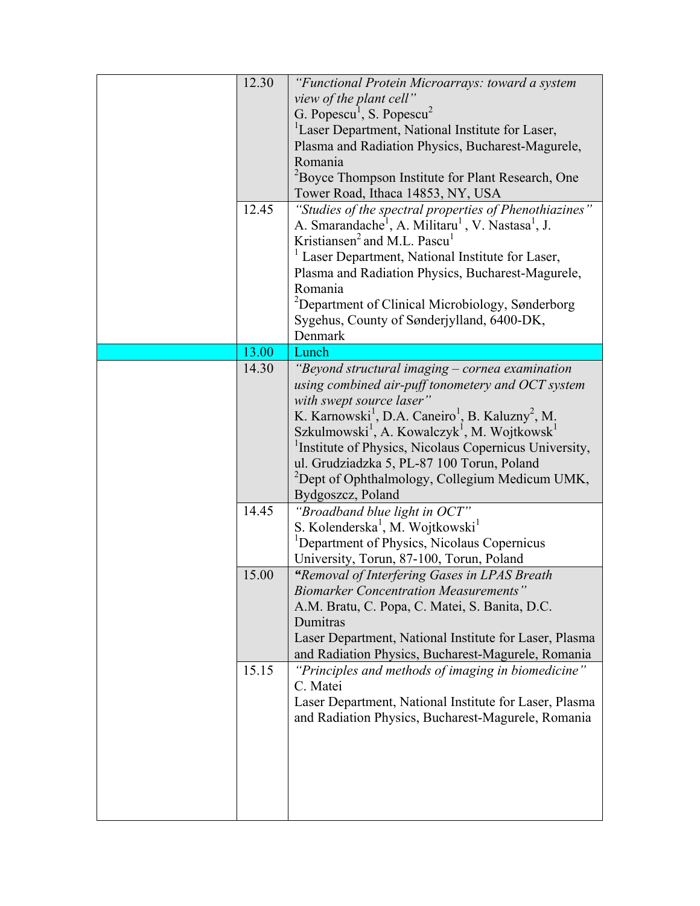| | | |
|---|---|---|
| | 12.30 | *"Functional Protein Microarrays: toward a system view of the plant cell"*<br>G. Popescu[1], S. Popescu[2]<br>[1]Laser Department, National Institute for Laser, Plasma and Radiation Physics, Bucharest-Magurele, Romania<br>[2]Boyce Thompson Institute for Plant Research, One Tower Road, Ithaca 14853, NY, USA |
| | 12.45 | *"Studies of the spectral properties of Phenothiazines"*<br>A. Smarandache[1], A. Militaru[1], V. Nastasa[1], J. Kristiansen[2] and M.L. Pascu[1]<br>[1] Laser Department, National Institute for Laser, Plasma and Radiation Physics, Bucharest-Magurele, Romania<br>[2]Department of Clinical Microbiology, Sønderborg Sygehus, County of Sønderjylland, 6400-DK, Denmark |
| | 13.00 | Lunch |
| | 14.30 | *"Beyond structural imaging – cornea examination using combined air-puff tonometery and OCT system with swept source laser"*<br>K. Karnowski[1], D.A. Caneiro[1], B. Kaluzny[2], M. Szkulmowski[1], A. Kowalczyk[1], M. Wojtkowsk[1]<br>[1]Institute of Physics, Nicolaus Copernicus University, ul. Grudziadzka 5, PL-87 100 Torun, Poland<br>[2]Dept of Ophthalmology, Collegium Medicum UMK, Bydgoszcz, Poland |
| | 14.45 | *"Broadband blue light in OCT"*<br>S. Kolenderska[1], M. Wojtkowski[1]<br>[1]Department of Physics, Nicolaus Copernicus University, Torun, 87-100, Torun, Poland |
| | 15.00 | *"Removal of Interfering Gases in LPAS Breath Biomarker Concentration Measurements"*<br>A.M. Bratu, C. Popa, C. Matei, S. Banita, D.C. Dumitras<br>Laser Department, National Institute for Laser, Plasma and Radiation Physics, Bucharest-Magurele, Romania |
| | 15.15 | *"Principles and methods of imaging in biomedicine"*<br>C. Matei<br>Laser Department, National Institute for Laser, Plasma and Radiation Physics, Bucharest-Magurele, Romania |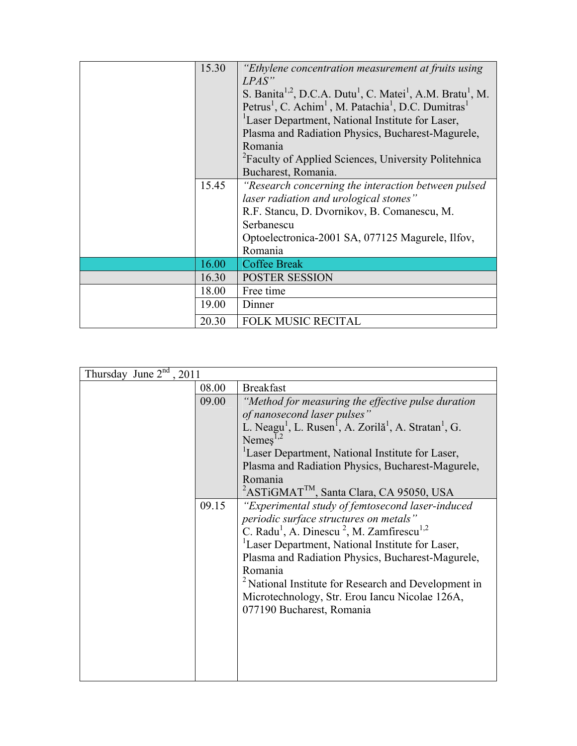| | | |
|---|---|---|
| | 15.30 | *"Ethylene concentration measurement at fruits using LPAS"*<br>S. Banita[1,2], D.C.A. Dutu[1], C. Matei[1], A.M. Bratu[1], M. Petrus[1], C. Achim[1], M. Patachia[1], D.C. Dumitras[1]<br>[1]Laser Department, National Institute for Laser, Plasma and Radiation Physics, Bucharest-Magurele, Romania<br>[2]Faculty of Applied Sciences, University Politehnica Bucharest, Romania. |
| | 15.45 | *"Research concerning the interaction between pulsed laser radiation and urological stones"*<br>R.F. Stancu, D. Dvornikov, B. Comanescu, M. Serbanescu<br>Optoelectronica-2001 SA, 077125 Magurele, Ilfov, Romania |
| | 16.00 | Coffee Break |
| | 16.30 | POSTER SESSION |
| | 18.00 | Free time |
| | 19.00 | Dinner |
| | 20.30 | FOLK MUSIC RECITAL |

| Thursday June 2nd, 2011 | | |
|---|---|---|
| | 08.00 | Breakfast |
| | 09.00 | *"Method for measuring the effective pulse duration of nanosecond laser pulses"*<br>L. Neagu[1], L. Rusen[1], A. Zorilă[1], A. Stratan[1], G. Nemeş[1,2]<br>[1]Laser Department, National Institute for Laser, Plasma and Radiation Physics, Bucharest-Magurele, Romania<br>[2]ASTiGMAT™, Santa Clara, CA 95050, USA |
| | 09.15 | *"Experimental study of femtosecond laser-induced periodic surface structures on metals"*<br>C. Radu[1], A. Dinescu [2], M. Zamfirescu[1,2]<br>[1]Laser Department, National Institute for Laser, Plasma and Radiation Physics, Bucharest-Magurele, Romania<br>[2] National Institute for Research and Development in Microtechnology, Str. Erou Iancu Nicolae 126A, 077190 Bucharest, Romania |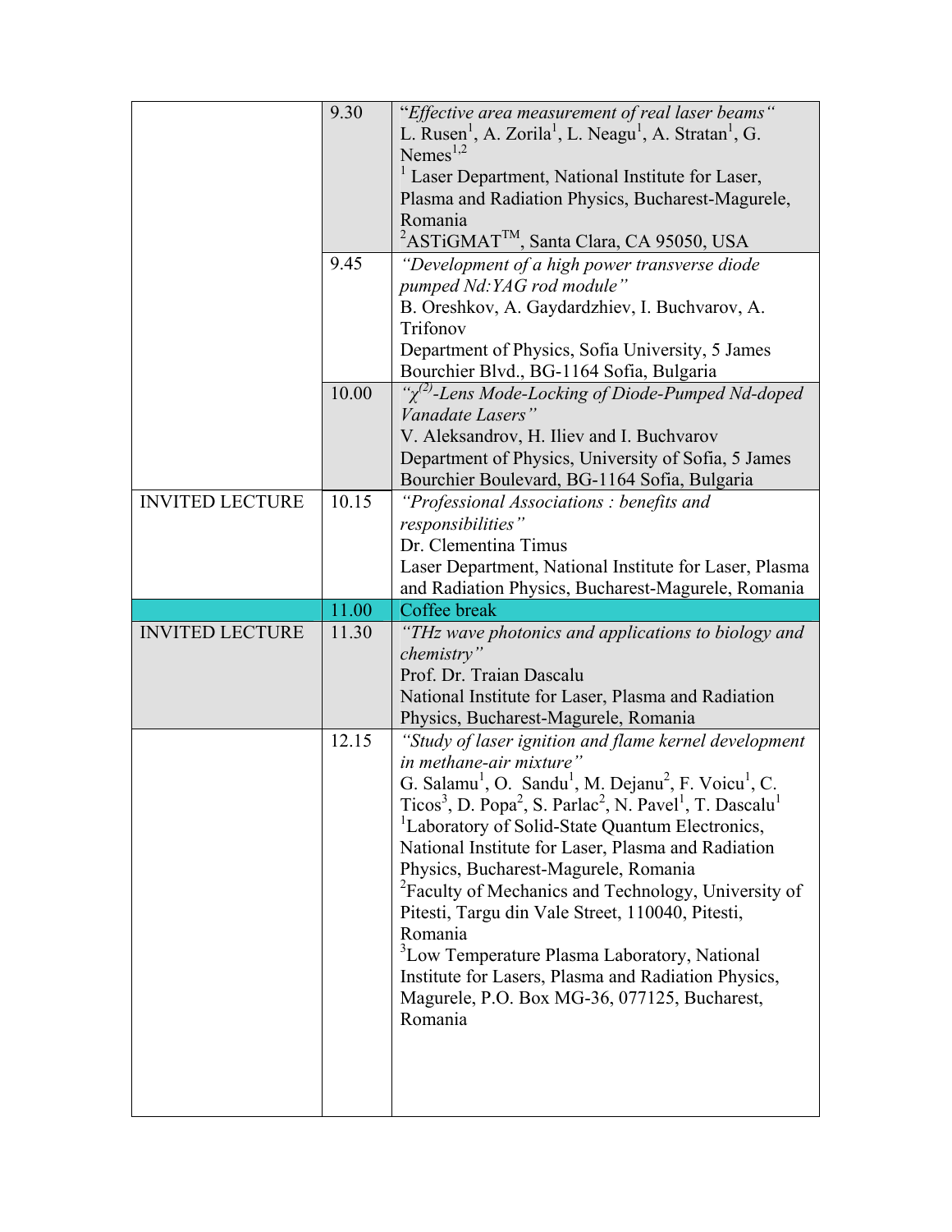| | | |
|---|---|---|
| | 9.30 | "*Effective area measurement of real laser beams*" L. Rusen[1], A. Zorila[1], L. Neagu[1], A. Stratan[1], G. Nemes[1,2]<br>[1] Laser Department, National Institute for Laser, Plasma and Radiation Physics, Bucharest-Magurele, Romania<br>[2]ASTiGMAT™, Santa Clara, CA 95050, USA |
| | 9.45 | *"Development of a high power transverse diode pumped Nd:YAG rod module"*<br>B. Oreshkov, A. Gaydardzhiev, I. Buchvarov, A. Trifonov<br>Department of Physics, Sofia University, 5 James Bourchier Blvd., BG-1164 Sofia, Bulgaria |
| | 10.00 | *"$\chi^{(2)}$-Lens Mode-Locking of Diode-Pumped Nd-doped Vanadate Lasers"*<br>V. Aleksandrov, H. Iliev and I. Buchvarov<br>Department of Physics, University of Sofia, 5 James Bourchier Boulevard, BG-1164 Sofia, Bulgaria |
| INVITED LECTURE | 10.15 | *"Professional Associations : benefits and responsibilities"*<br>Dr. Clementina Timus<br>Laser Department, National Institute for Laser, Plasma and Radiation Physics, Bucharest-Magurele, Romania |
| | 11.00 | Coffee break |
| INVITED LECTURE | 11.30 | *"THz wave photonics and applications to biology and chemistry"*<br>Prof. Dr. Traian Dascalu<br>National Institute for Laser, Plasma and Radiation Physics, Bucharest-Magurele, Romania |
| | 12.15 | *"Study of laser ignition and flame kernel development in methane-air mixture"*<br>G. Salamu[1], O. Sandu[1], M. Dejanu[2], F. Voicu[1], C. Ticos[3], D. Popa[2], S. Parlac[2], N. Pavel[1], T. Dascalu[1]<br>[1]Laboratory of Solid-State Quantum Electronics, National Institute for Laser, Plasma and Radiation Physics, Bucharest-Magurele, Romania<br>[2]Faculty of Mechanics and Technology, University of Pitesti, Targu din Vale Street, 110040, Pitesti, Romania<br>[3]Low Temperature Plasma Laboratory, National Institute for Lasers, Plasma and Radiation Physics, Magurele, P.O. Box MG-36, 077125, Bucharest, Romania |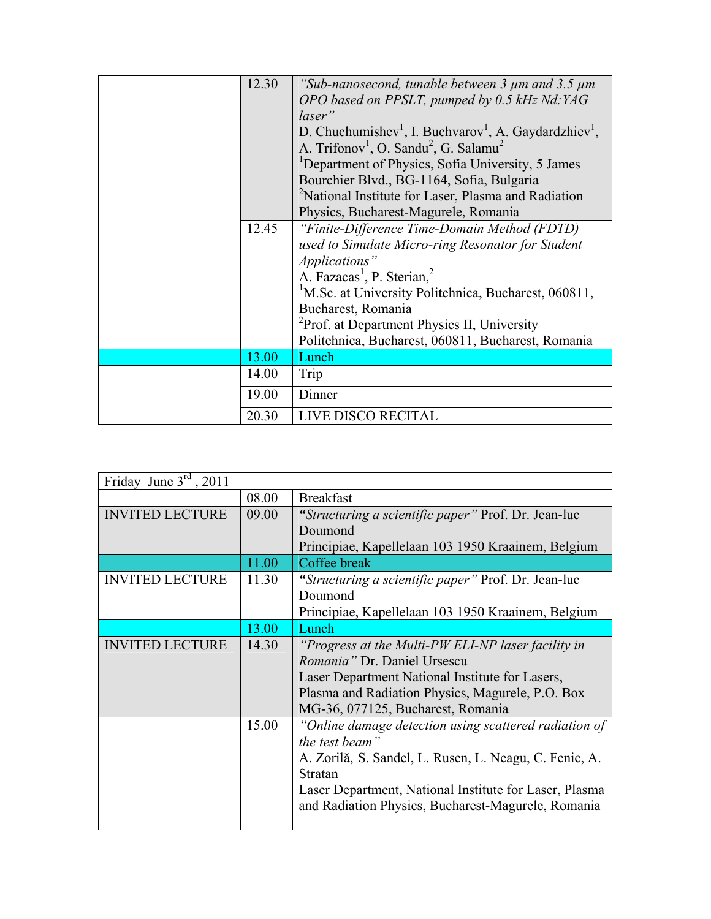| | | |
|---|---|---|
| | 12.30 | *"Sub-nanosecond, tunable between 3 µm and 3.5 µm OPO based on PPSLT, pumped by 0.5 kHz Nd:YAG laser"* D. Chuchumishev[1], I. Buchvarov[1], A. Gaydardzhiev[1], A. Trifonov[1], O. Sandu[2], G. Salamu[2] [1]Department of Physics, Sofia University, 5 James Bourchier Blvd., BG-1164, Sofia, Bulgaria [2]National Institute for Laser, Plasma and Radiation Physics, Bucharest-Magurele, Romania |
| | 12.45 | *"Finite-Difference Time-Domain Method (FDTD) used to Simulate Micro-ring Resonator for Student Applications"* A. Fazacas[1], P. Sterian,[2] [1]M.Sc. at University Politehnica, Bucharest, 060811, Bucharest, Romania [2]Prof. at Department Physics II, University Politehnica, Bucharest, 060811, Bucharest, Romania |
| | 13.00 | Lunch |
| | 14.00 | Trip |
| | 19.00 | Dinner |
| | 20.30 | LIVE DISCO RECITAL |

| Friday June 3rd, 2011 | | |
|---|---|---|
| | 08.00 | Breakfast |
| INVITED LECTURE | 09.00 | ***"Structuring a scientific paper"*** Prof. Dr. Jean-luc Doumond Principiae, Kapellelaan 103 1950 Kraainem, Belgium |
| | 11.00 | Coffee break |
| INVITED LECTURE | 11.30 | ***"Structuring a scientific paper"*** Prof. Dr. Jean-luc Doumond Principiae, Kapellelaan 103 1950 Kraainem, Belgium |
| | 13.00 | Lunch |
| INVITED LECTURE | 14.30 | *"Progress at the Multi-PW ELI-NP laser facility in Romania"* Dr. Daniel Ursescu Laser Department National Institute for Lasers, Plasma and Radiation Physics, Magurele, P.O. Box MG-36, 077125, Bucharest, Romania |
| | 15.00 | *"Online damage detection using scattered radiation of the test beam"* A. Zorilă, S. Sandel, L. Rusen, L. Neagu, C. Fenic, A. Stratan Laser Department, National Institute for Laser, Plasma and Radiation Physics, Bucharest-Magurele, Romania |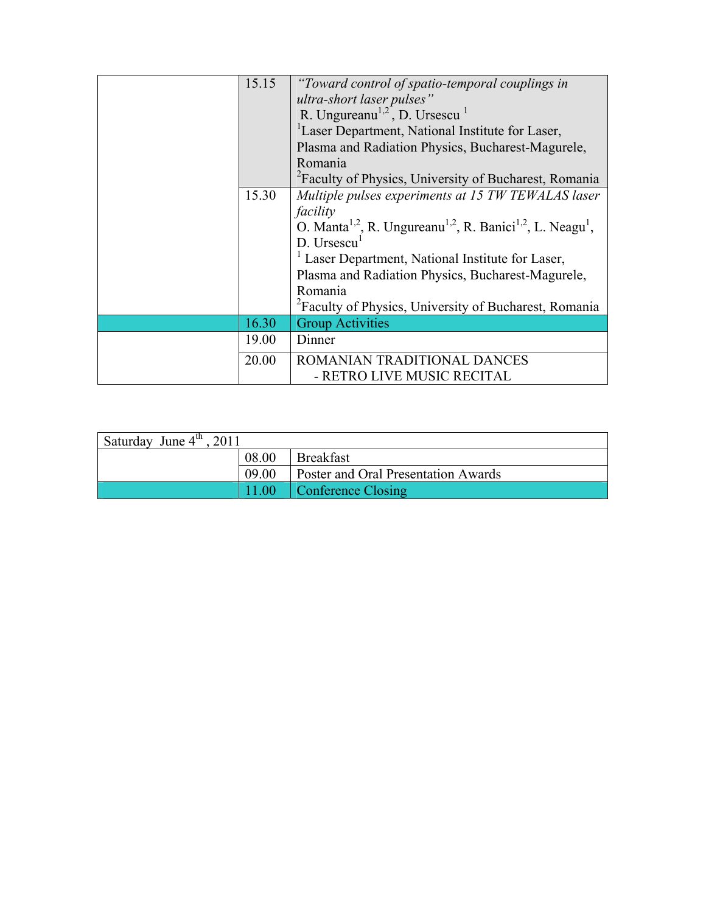| | | |
|---|---|---|
| | 15.15 | *"Toward control of spatio-temporal couplings in ultra-short laser pulses"* R. Ungureanu[1,2], D. Ursescu [1] [1]Laser Department, National Institute for Laser, Plasma and Radiation Physics, Bucharest-Magurele, Romania [2]Faculty of Physics, University of Bucharest, Romania |
| | 15.30 | *Multiple pulses experiments at 15 TW TEWALAS laser facility* O. Manta[1,2], R. Ungureanu[1,2], R. Banici[1,2], L. Neagu[1], D. Ursescu[1] [1] Laser Department, National Institute for Laser, Plasma and Radiation Physics, Bucharest-Magurele, Romania [2]Faculty of Physics, University of Bucharest, Romania |
| | 16.30 | Group Activities |
| | 19.00 | Dinner |
| | 20.00 | ROMANIAN TRADITIONAL DANCES - RETRO LIVE MUSIC RECITAL |

| Saturday June 4th, 2011 | | |
|---|---|---|
| | 08.00 | Breakfast |
| | 09.00 | Poster and Oral Presentation Awards |
| | 11.00 | Conference Closing |